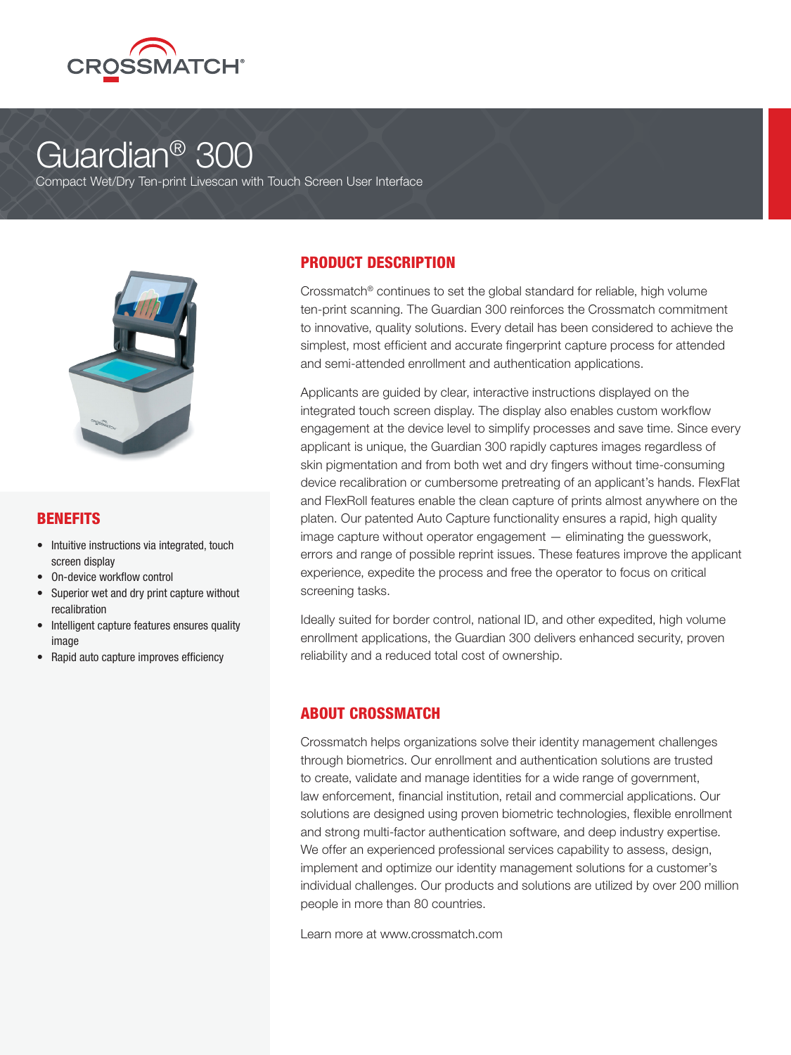CROSSMATCH®

# Guardian® 300

Compact Wet/Dry Ten-print Livescan with Touch Screen User Interface

## BENEFITS

- Intuitive instructions via integrated, touch screen display
- On-device workflow control
- Superior wet and dry print capture without recalibration
- Intelligent capture features ensures quality image
- Rapid auto capture improves efficiency

## PRODUCT DESCRIPTION

Crossmatch® continues to set the global standard for reliable, high volume ten-print scanning. The Guardian 300 reinforces the Crossmatch commitment to innovative, quality solutions. Every detail has been considered to achieve the simplest, most efficient and accurate fingerprint capture process for attended and semi-attended enrollment and authentication applications.

Applicants are guided by clear, interactive instructions displayed on the integrated touch screen display. The display also enables custom workflow engagement at the device level to simplify processes and save time. Since every applicant is unique, the Guardian 300 rapidly captures images regardless of skin pigmentation and from both wet and dry fingers without time-consuming device recalibration or cumbersome pretreating of an applicant's hands. FlexFlat and FlexRoll features enable the clean capture of prints almost anywhere on the platen. Our patented Auto Capture functionality ensures a rapid, high quality image capture without operator engagement — eliminating the guesswork, errors and range of possible reprint issues. These features improve the applicant experience, expedite the process and free the operator to focus on critical screening tasks.

Ideally suited for border control, national ID, and other expedited, high volume enrollment applications, the Guardian 300 delivers enhanced security, proven reliability and a reduced total cost of ownership.

## ABOUT CROSSMATCH

Crossmatch helps organizations solve their identity management challenges through biometrics. Our enrollment and authentication solutions are trusted to create, validate and manage identities for a wide range of government, law enforcement, financial institution, retail and commercial applications. Our solutions are designed using proven biometric technologies, flexible enrollment and strong multi-factor authentication software, and deep industry expertise. We offer an experienced professional services capability to assess, design, implement and optimize our identity management solutions for a customer's individual challenges. Our products and solutions are utilized by over 200 million people in more than 80 countries.

Learn more at www.crossmatch.com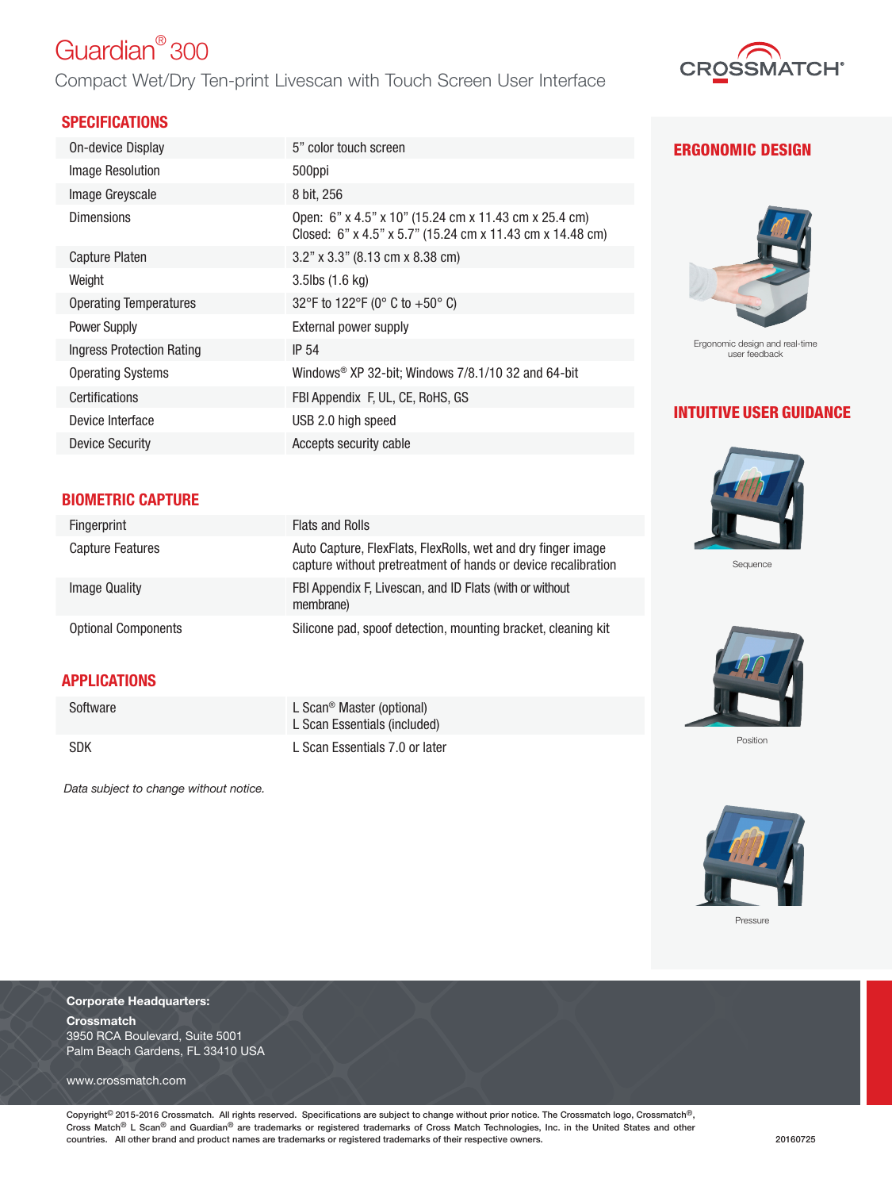# Guardian® 300

Compact Wet/Dry Ten-print Livescan with Touch Screen User Interface

## SPECIFICATIONS

| | |
|---|---|
| On-device Display | 5" color touch screen |
| Image Resolution | 500ppi |
| Image Greyscale | 8 bit, 256 |
| Dimensions | Open: 6" x 4.5" x 10" (15.24 cm x 11.43 cm x 25.4 cm)<br>Closed: 6" x 4.5" x 5.7" (15.24 cm x 11.43 cm x 14.48 cm) |
| Capture Platen | 3.2" x 3.3" (8.13 cm x 8.38 cm) |
| Weight | 3.5lbs (1.6 kg) |
| Operating Temperatures | 32°F to 122°F (0° C to +50° C) |
| Power Supply | External power supply |
| Ingress Protection Rating | IP 54 |
| Operating Systems | Windows® XP 32-bit; Windows 7/8.1/10 32 and 64-bit |
| Certifications | FBI Appendix F, UL, CE, RoHS, GS |
| Device Interface | USB 2.0 high speed |
| Device Security | Accepts security cable |

## BIOMETRIC CAPTURE

| | |
|---|---|
| Fingerprint | Flats and Rolls |
| Capture Features | Auto Capture, FlexFlats, FlexRolls, wet and dry finger image capture without pretreatment of hands or device recalibration |
| Image Quality | FBI Appendix F, Livescan, and ID Flats (with or without membrane) |
| Optional Components | Silicone pad, spoof detection, mounting bracket, cleaning kit |

## APPLICATIONS

| | |
|---|---|
| Software | L Scan® Master (optional)<br>L Scan Essentials (included) |
| SDK | L Scan Essentials 7.0 or later |

*Data subject to change without notice.*

## ERGONOMIC DESIGN

Ergonomic design and real-time user feedback

## INTUITIVE USER GUIDANCE

Sequence

Position

Pressure

**Corporate Headquarters:**

**Crossmatch**
3950 RCA Boulevard, Suite 5001
Palm Beach Gardens, FL 33410 USA

www.crossmatch.com

Copyright© 2015-2016 Crossmatch. All rights reserved. Specifications are subject to change without prior notice. The Crossmatch logo, Crossmatch®, Cross Match® L Scan® and Guardian® are trademarks or registered trademarks of Cross Match Technologies, Inc. in the United States and other countries. All other brand and product names are trademarks or registered trademarks of their respective owners.

20160725